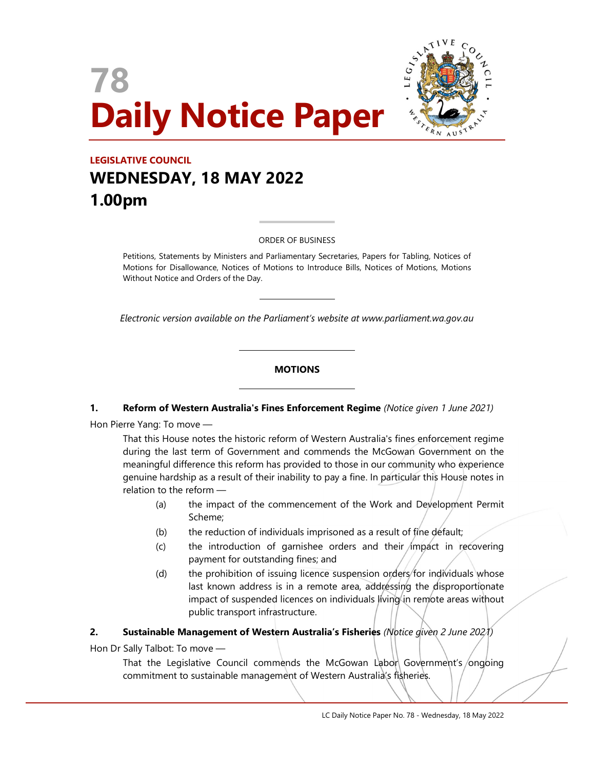# 78
# Daily Notice Paper

**LEGISLATIVE COUNCIL**

## WEDNESDAY, 18 MAY 2022
## 1.00pm

ORDER OF BUSINESS

Petitions, Statements by Ministers and Parliamentary Secretaries, Papers for Tabling, Notices of Motions for Disallowance, Notices of Motions to Introduce Bills, Notices of Motions, Motions Without Notice and Orders of the Day.

*Electronic version available on the Parliament's website at www.parliament.wa.gov.au*

**MOTIONS**

**1. Reform of Western Australia's Fines Enforcement Regime** *(Notice given 1 June 2021)*

Hon Pierre Yang: To move —

That this House notes the historic reform of Western Australia's fines enforcement regime during the last term of Government and commends the McGowan Government on the meaningful difference this reform has provided to those in our community who experience genuine hardship as a result of their inability to pay a fine. In particular this House notes in relation to the reform —

(a) the impact of the commencement of the Work and Development Permit Scheme;

(b) the reduction of individuals imprisoned as a result of fine default;

(c) the introduction of garnishee orders and their impact in recovering payment for outstanding fines; and

(d) the prohibition of issuing licence suspension orders for individuals whose last known address is in a remote area, addressing the disproportionate impact of suspended licences on individuals living in remote areas without public transport infrastructure.

**2. Sustainable Management of Western Australia's Fisheries** *(Notice given 2 June 2021)*

Hon Dr Sally Talbot: To move —

That the Legislative Council commends the McGowan Labor Government's ongoing commitment to sustainable management of Western Australia's fisheries.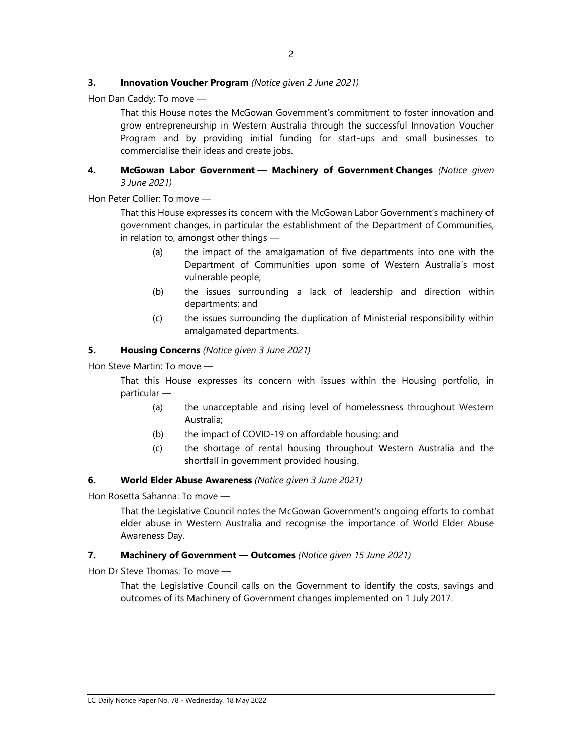**3. Innovation Voucher Program** *(Notice given 2 June 2021)*

Hon Dan Caddy: To move —

> That this House notes the McGowan Government's commitment to foster innovation and grow entrepreneurship in Western Australia through the successful Innovation Voucher Program and by providing initial funding for start-ups and small businesses to commercialise their ideas and create jobs.

**4. McGowan Labor Government — Machinery of Government Changes** *(Notice given 3 June 2021)*

Hon Peter Collier: To move —

> That this House expresses its concern with the McGowan Labor Government's machinery of government changes, in particular the establishment of the Department of Communities, in relation to, amongst other things —
>
> (a) the impact of the amalgamation of five departments into one with the Department of Communities upon some of Western Australia's most vulnerable people;
>
> (b) the issues surrounding a lack of leadership and direction within departments; and
>
> (c) the issues surrounding the duplication of Ministerial responsibility within amalgamated departments.

**5. Housing Concerns** *(Notice given 3 June 2021)*

Hon Steve Martin: To move —

> That this House expresses its concern with issues within the Housing portfolio, in particular —
>
> (a) the unacceptable and rising level of homelessness throughout Western Australia;
>
> (b) the impact of COVID-19 on affordable housing; and
>
> (c) the shortage of rental housing throughout Western Australia and the shortfall in government provided housing.

**6. World Elder Abuse Awareness** *(Notice given 3 June 2021)*

Hon Rosetta Sahanna: To move —

> That the Legislative Council notes the McGowan Government's ongoing efforts to combat elder abuse in Western Australia and recognise the importance of World Elder Abuse Awareness Day.

**7. Machinery of Government — Outcomes** *(Notice given 15 June 2021)*

Hon Dr Steve Thomas: To move —

> That the Legislative Council calls on the Government to identify the costs, savings and outcomes of its Machinery of Government changes implemented on 1 July 2017.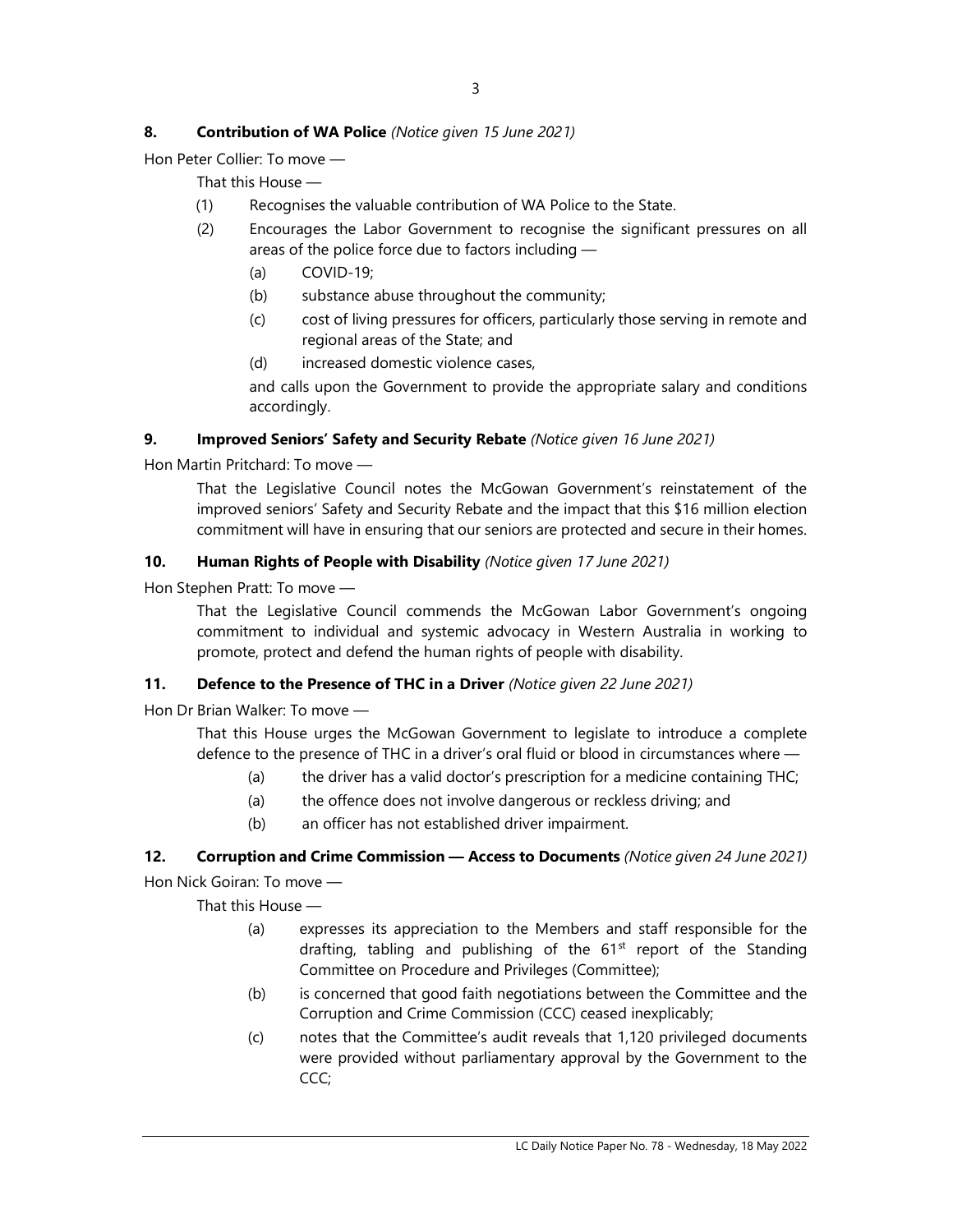### 8. **Contribution of WA Police** *(Notice given 15 June 2021)*

Hon Peter Collier: To move —

That this House —

(1) Recognises the valuable contribution of WA Police to the State.

(2) Encourages the Labor Government to recognise the significant pressures on all areas of the police force due to factors including —

(a) COVID-19;

(b) substance abuse throughout the community;

(c) cost of living pressures for officers, particularly those serving in remote and regional areas of the State; and

(d) increased domestic violence cases,

and calls upon the Government to provide the appropriate salary and conditions accordingly.

### 9. **Improved Seniors' Safety and Security Rebate** *(Notice given 16 June 2021)*

Hon Martin Pritchard: To move —

That the Legislative Council notes the McGowan Government's reinstatement of the improved seniors' Safety and Security Rebate and the impact that this $16 million election commitment will have in ensuring that our seniors are protected and secure in their homes.

### 10. **Human Rights of People with Disability** *(Notice given 17 June 2021)*

Hon Stephen Pratt: To move —

That the Legislative Council commends the McGowan Labor Government's ongoing commitment to individual and systemic advocacy in Western Australia in working to promote, protect and defend the human rights of people with disability.

### 11. **Defence to the Presence of THC in a Driver** *(Notice given 22 June 2021)*

Hon Dr Brian Walker: To move —

That this House urges the McGowan Government to legislate to introduce a complete defence to the presence of THC in a driver's oral fluid or blood in circumstances where —

(a) the driver has a valid doctor's prescription for a medicine containing THC;

(a) the offence does not involve dangerous or reckless driving; and

(b) an officer has not established driver impairment.

### 12. **Corruption and Crime Commission — Access to Documents** *(Notice given 24 June 2021)*

Hon Nick Goiran: To move —

That this House —

(a) expresses its appreciation to the Members and staff responsible for the drafting, tabling and publishing of the 61st report of the Standing Committee on Procedure and Privileges (Committee);

(b) is concerned that good faith negotiations between the Committee and the Corruption and Crime Commission (CCC) ceased inexplicably;

(c) notes that the Committee's audit reveals that 1,120 privileged documents were provided without parliamentary approval by the Government to the CCC;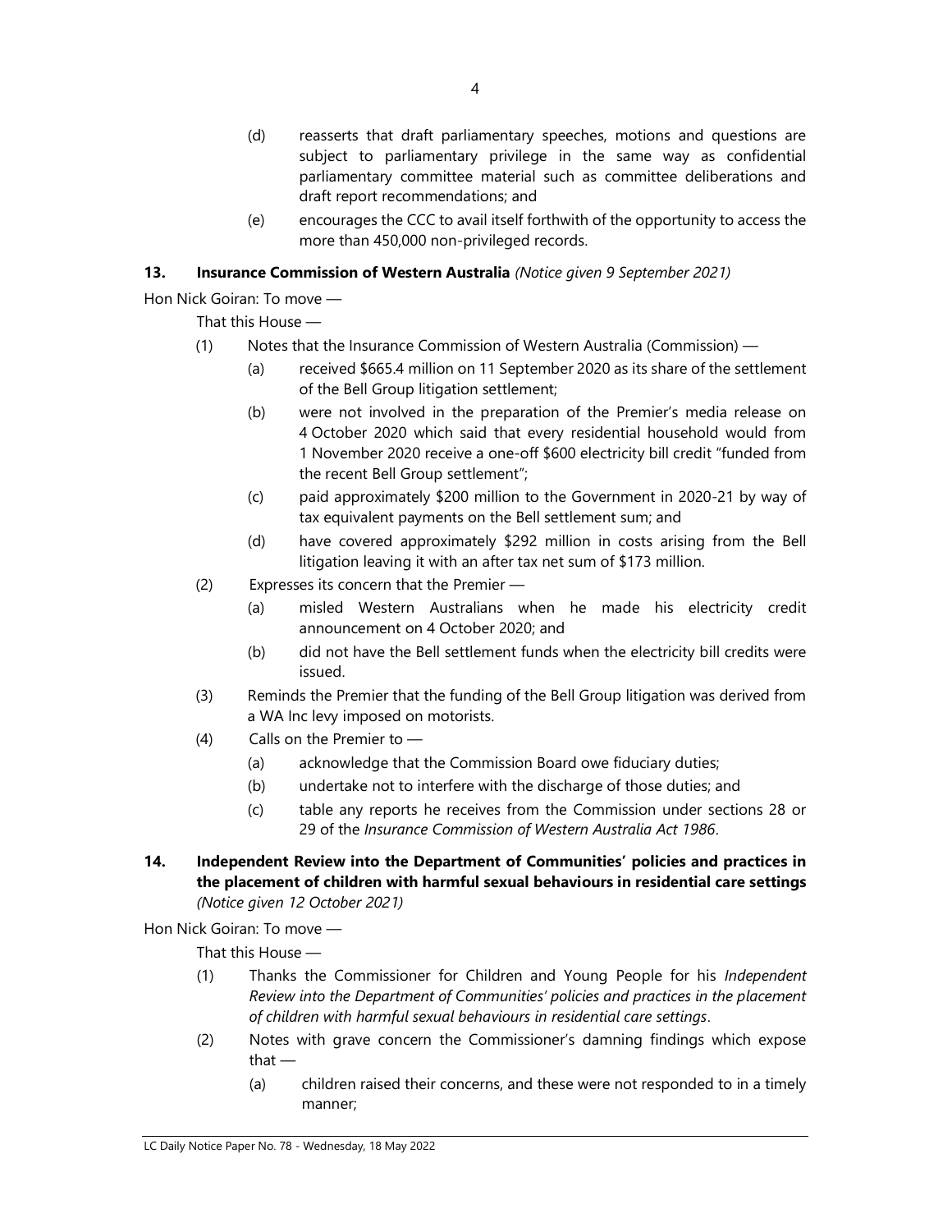(d) reasserts that draft parliamentary speeches, motions and questions are subject to parliamentary privilege in the same way as confidential parliamentary committee material such as committee deliberations and draft report recommendations; and

(e) encourages the CCC to avail itself forthwith of the opportunity to access the more than 450,000 non-privileged records.

**13. Insurance Commission of Western Australia** *(Notice given 9 September 2021)*

Hon Nick Goiran: To move —

That this House —

(1) Notes that the Insurance Commission of Western Australia (Commission) —

(a) received $665.4 million on 11 September 2020 as its share of the settlement of the Bell Group litigation settlement;

(b) were not involved in the preparation of the Premier's media release on 4 October 2020 which said that every residential household would from 1 November 2020 receive a one-off $600 electricity bill credit "funded from the recent Bell Group settlement";

(c) paid approximately $200 million to the Government in 2020-21 by way of tax equivalent payments on the Bell settlement sum; and

(d) have covered approximately $292 million in costs arising from the Bell litigation leaving it with an after tax net sum of $173 million.

(2) Expresses its concern that the Premier —

(a) misled Western Australians when he made his electricity credit announcement on 4 October 2020; and

(b) did not have the Bell settlement funds when the electricity bill credits were issued.

(3) Reminds the Premier that the funding of the Bell Group litigation was derived from a WA Inc levy imposed on motorists.

(4) Calls on the Premier to —

(a) acknowledge that the Commission Board owe fiduciary duties;

(b) undertake not to interfere with the discharge of those duties; and

(c) table any reports he receives from the Commission under sections 28 or 29 of the *Insurance Commission of Western Australia Act 1986*.

**14. Independent Review into the Department of Communities' policies and practices in the placement of children with harmful sexual behaviours in residential care settings** *(Notice given 12 October 2021)*

Hon Nick Goiran: To move —

That this House —

(1) Thanks the Commissioner for Children and Young People for his *Independent Review into the Department of Communities' policies and practices in the placement of children with harmful sexual behaviours in residential care settings*.

(2) Notes with grave concern the Commissioner's damning findings which expose that —

(a) children raised their concerns, and these were not responded to in a timely manner;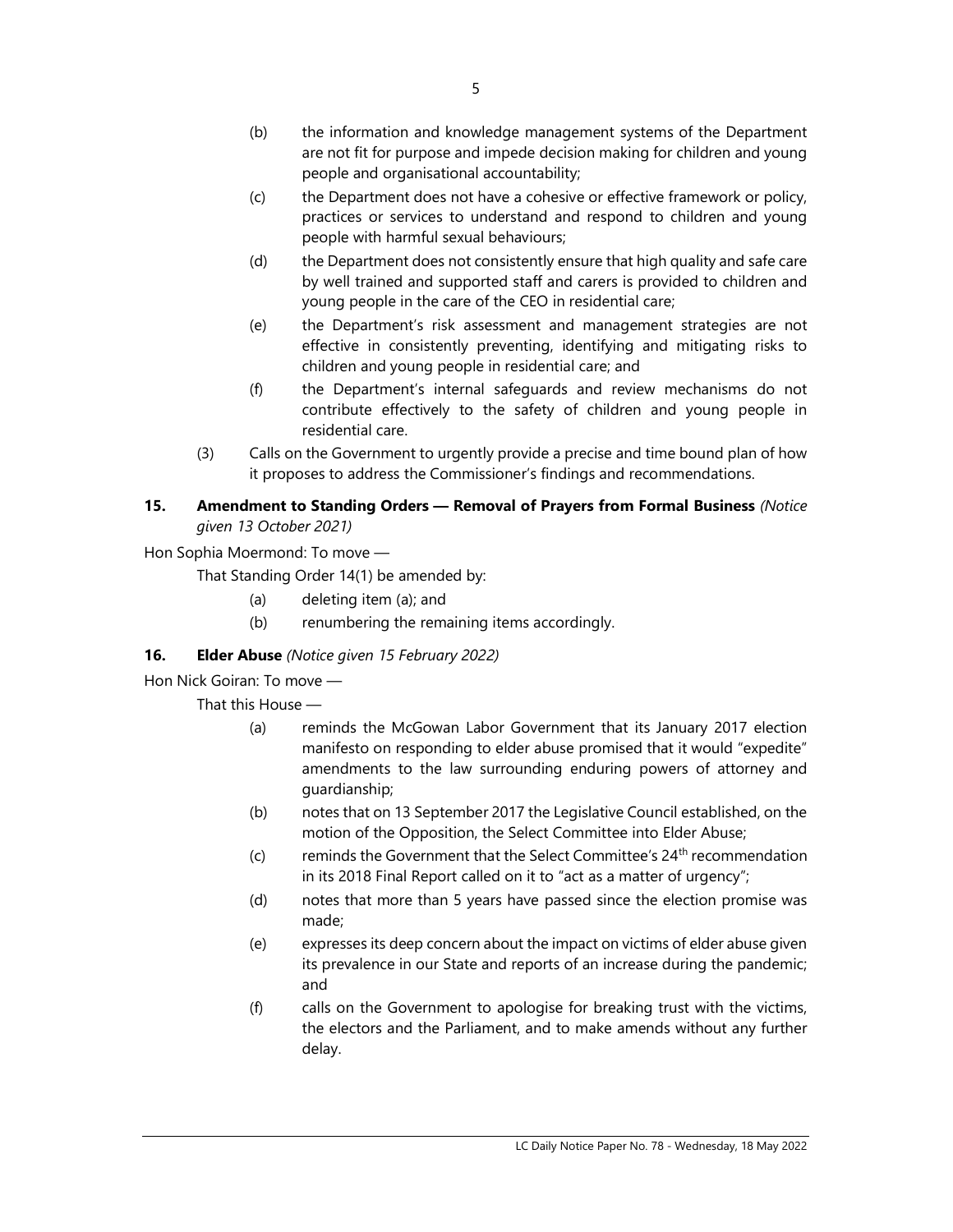(b) the information and knowledge management systems of the Department are not fit for purpose and impede decision making for children and young people and organisational accountability;

(c) the Department does not have a cohesive or effective framework or policy, practices or services to understand and respond to children and young people with harmful sexual behaviours;

(d) the Department does not consistently ensure that high quality and safe care by well trained and supported staff and carers is provided to children and young people in the care of the CEO in residential care;

(e) the Department's risk assessment and management strategies are not effective in consistently preventing, identifying and mitigating risks to children and young people in residential care; and

(f) the Department's internal safeguards and review mechanisms do not contribute effectively to the safety of children and young people in residential care.

(3) Calls on the Government to urgently provide a precise and time bound plan of how it proposes to address the Commissioner's findings and recommendations.

**15. Amendment to Standing Orders — Removal of Prayers from Formal Business** *(Notice given 13 October 2021)*

Hon Sophia Moermond: To move —

That Standing Order 14(1) be amended by:

(a) deleting item (a); and

(b) renumbering the remaining items accordingly.

**16. Elder Abuse** *(Notice given 15 February 2022)*

Hon Nick Goiran: To move —

That this House —

(a) reminds the McGowan Labor Government that its January 2017 election manifesto on responding to elder abuse promised that it would "expedite" amendments to the law surrounding enduring powers of attorney and guardianship;

(b) notes that on 13 September 2017 the Legislative Council established, on the motion of the Opposition, the Select Committee into Elder Abuse;

(c) reminds the Government that the Select Committee's 24th recommendation in its 2018 Final Report called on it to "act as a matter of urgency";

(d) notes that more than 5 years have passed since the election promise was made;

(e) expresses its deep concern about the impact on victims of elder abuse given its prevalence in our State and reports of an increase during the pandemic; and

(f) calls on the Government to apologise for breaking trust with the victims, the electors and the Parliament, and to make amends without any further delay.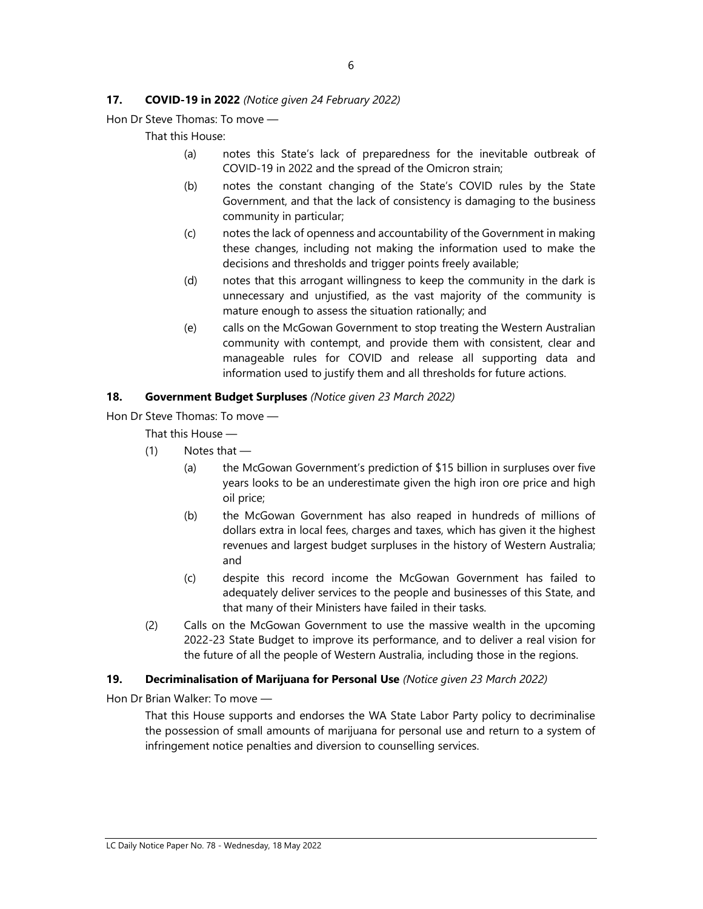**17. COVID-19 in 2022** *(Notice given 24 February 2022)*

Hon Dr Steve Thomas: To move —

That this House:

(a) notes this State's lack of preparedness for the inevitable outbreak of COVID-19 in 2022 and the spread of the Omicron strain;

(b) notes the constant changing of the State's COVID rules by the State Government, and that the lack of consistency is damaging to the business community in particular;

(c) notes the lack of openness and accountability of the Government in making these changes, including not making the information used to make the decisions and thresholds and trigger points freely available;

(d) notes that this arrogant willingness to keep the community in the dark is unnecessary and unjustified, as the vast majority of the community is mature enough to assess the situation rationally; and

(e) calls on the McGowan Government to stop treating the Western Australian community with contempt, and provide them with consistent, clear and manageable rules for COVID and release all supporting data and information used to justify them and all thresholds for future actions.

**18. Government Budget Surpluses** *(Notice given 23 March 2022)*

Hon Dr Steve Thomas: To move —

That this House —

(1) Notes that —

(a) the McGowan Government's prediction of $15 billion in surpluses over five years looks to be an underestimate given the high iron ore price and high oil price;

(b) the McGowan Government has also reaped in hundreds of millions of dollars extra in local fees, charges and taxes, which has given it the highest revenues and largest budget surpluses in the history of Western Australia; and

(c) despite this record income the McGowan Government has failed to adequately deliver services to the people and businesses of this State, and that many of their Ministers have failed in their tasks.

(2) Calls on the McGowan Government to use the massive wealth in the upcoming 2022-23 State Budget to improve its performance, and to deliver a real vision for the future of all the people of Western Australia, including those in the regions.

**19. Decriminalisation of Marijuana for Personal Use** *(Notice given 23 March 2022)*

Hon Dr Brian Walker: To move —

That this House supports and endorses the WA State Labor Party policy to decriminalise the possession of small amounts of marijuana for personal use and return to a system of infringement notice penalties and diversion to counselling services.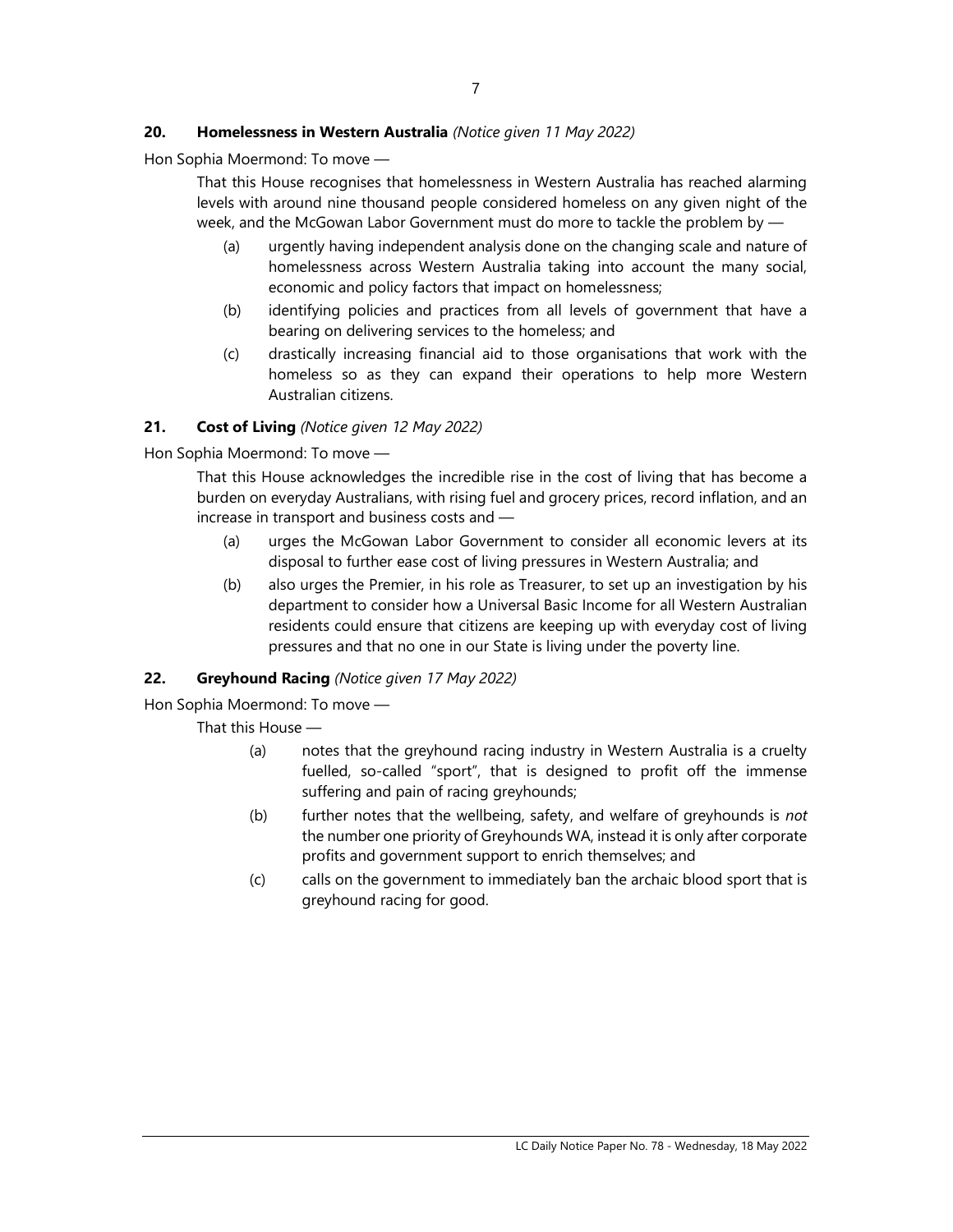### 20. **Homelessness in Western Australia** *(Notice given 11 May 2022)*

Hon Sophia Moermond: To move —

That this House recognises that homelessness in Western Australia has reached alarming levels with around nine thousand people considered homeless on any given night of the week, and the McGowan Labor Government must do more to tackle the problem by —

(a) urgently having independent analysis done on the changing scale and nature of homelessness across Western Australia taking into account the many social, economic and policy factors that impact on homelessness;

(b) identifying policies and practices from all levels of government that have a bearing on delivering services to the homeless; and

(c) drastically increasing financial aid to those organisations that work with the homeless so as they can expand their operations to help more Western Australian citizens.

### 21. **Cost of Living** *(Notice given 12 May 2022)*

Hon Sophia Moermond: To move —

That this House acknowledges the incredible rise in the cost of living that has become a burden on everyday Australians, with rising fuel and grocery prices, record inflation, and an increase in transport and business costs and —

(a) urges the McGowan Labor Government to consider all economic levers at its disposal to further ease cost of living pressures in Western Australia; and

(b) also urges the Premier, in his role as Treasurer, to set up an investigation by his department to consider how a Universal Basic Income for all Western Australian residents could ensure that citizens are keeping up with everyday cost of living pressures and that no one in our State is living under the poverty line.

### 22. **Greyhound Racing** *(Notice given 17 May 2022)*

Hon Sophia Moermond: To move —

That this House —

(a) notes that the greyhound racing industry in Western Australia is a cruelty fuelled, so-called "sport", that is designed to profit off the immense suffering and pain of racing greyhounds;

(b) further notes that the wellbeing, safety, and welfare of greyhounds is *not* the number one priority of Greyhounds WA, instead it is only after corporate profits and government support to enrich themselves; and

(c) calls on the government to immediately ban the archaic blood sport that is greyhound racing for good.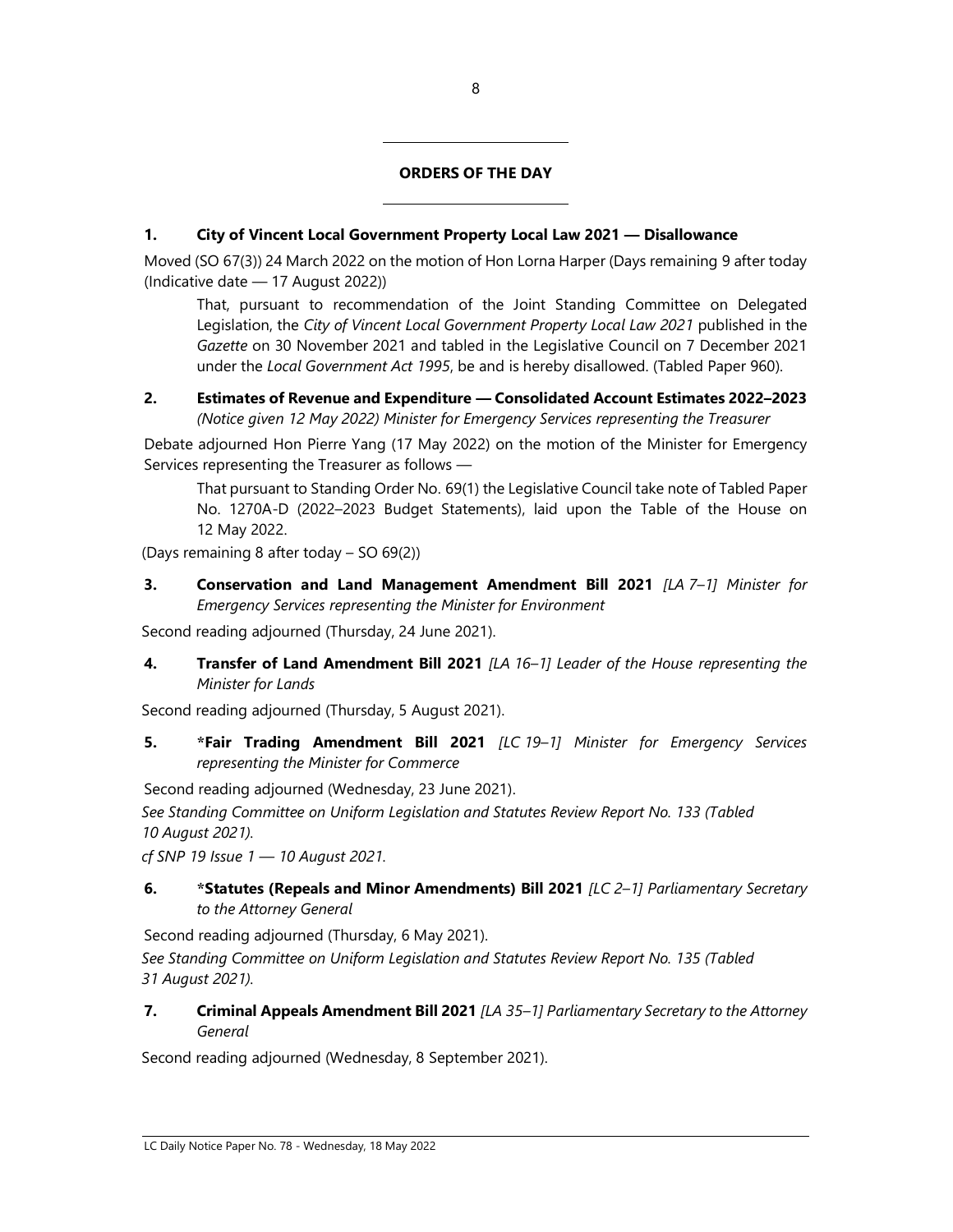## ORDERS OF THE DAY

**1. City of Vincent Local Government Property Local Law 2021 — Disallowance**

Moved (SO 67(3)) 24 March 2022 on the motion of Hon Lorna Harper (Days remaining 9 after today (Indicative date — 17 August 2022))

> That, pursuant to recommendation of the Joint Standing Committee on Delegated Legislation, the *City of Vincent Local Government Property Local Law 2021* published in the *Gazette* on 30 November 2021 and tabled in the Legislative Council on 7 December 2021 under the *Local Government Act 1995*, be and is hereby disallowed. (Tabled Paper 960).

**2. Estimates of Revenue and Expenditure — Consolidated Account Estimates 2022–2023** *(Notice given 12 May 2022) Minister for Emergency Services representing the Treasurer*

Debate adjourned Hon Pierre Yang (17 May 2022) on the motion of the Minister for Emergency Services representing the Treasurer as follows —

> That pursuant to Standing Order No. 69(1) the Legislative Council take note of Tabled Paper No. 1270A-D (2022–2023 Budget Statements), laid upon the Table of the House on 12 May 2022.

(Days remaining 8 after today – SO 69(2))

**3. Conservation and Land Management Amendment Bill 2021** *[LA 7–1] Minister for Emergency Services representing the Minister for Environment*

Second reading adjourned (Thursday, 24 June 2021).

**4. Transfer of Land Amendment Bill 2021** *[LA 16–1] Leader of the House representing the Minister for Lands*

Second reading adjourned (Thursday, 5 August 2021).

**5. *Fair Trading Amendment Bill 2021** *[LC 19–1] Minister for Emergency Services representing the Minister for Commerce*

Second reading adjourned (Wednesday, 23 June 2021).

*See Standing Committee on Uniform Legislation and Statutes Review Report No. 133 (Tabled 10 August 2021).*

*cf SNP 19 Issue 1 — 10 August 2021.*

**6. *Statutes (Repeals and Minor Amendments) Bill 2021** *[LC 2–1] Parliamentary Secretary to the Attorney General*

Second reading adjourned (Thursday, 6 May 2021).

*See Standing Committee on Uniform Legislation and Statutes Review Report No. 135 (Tabled 31 August 2021).*

**7. Criminal Appeals Amendment Bill 2021** *[LA 35–1] Parliamentary Secretary to the Attorney General*

Second reading adjourned (Wednesday, 8 September 2021).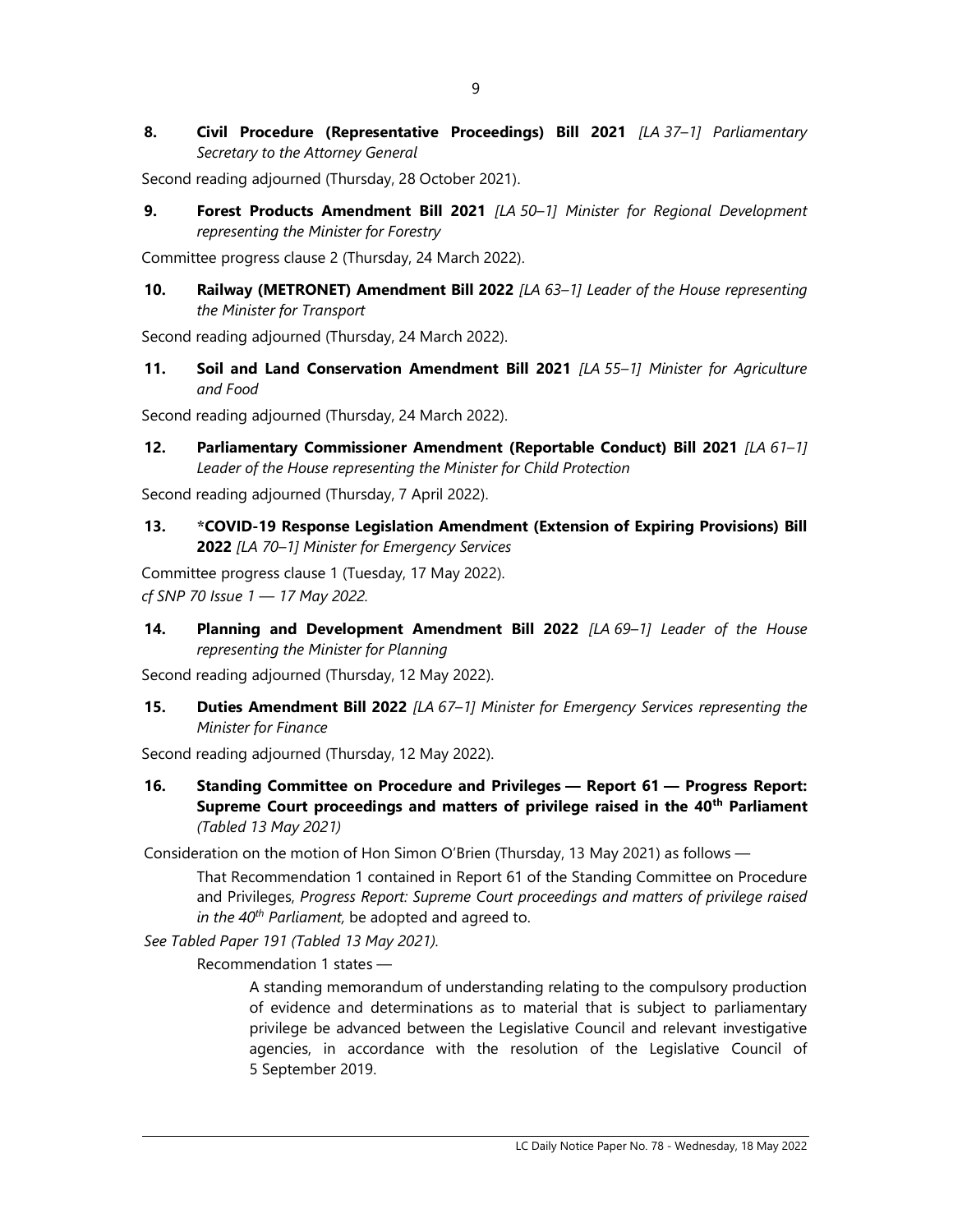**8. Civil Procedure (Representative Proceedings) Bill 2021** *[LA 37–1] Parliamentary Secretary to the Attorney General*

Second reading adjourned (Thursday, 28 October 2021).

**9. Forest Products Amendment Bill 2021** *[LA 50–1] Minister for Regional Development representing the Minister for Forestry*

Committee progress clause 2 (Thursday, 24 March 2022).

**10. Railway (METRONET) Amendment Bill 2022** *[LA 63–1] Leader of the House representing the Minister for Transport*

Second reading adjourned (Thursday, 24 March 2022).

**11. Soil and Land Conservation Amendment Bill 2021** *[LA 55–1] Minister for Agriculture and Food*

Second reading adjourned (Thursday, 24 March 2022).

**12. Parliamentary Commissioner Amendment (Reportable Conduct) Bill 2021** *[LA 61–1] Leader of the House representing the Minister for Child Protection*

Second reading adjourned (Thursday, 7 April 2022).

**13. *COVID-19 Response Legislation Amendment (Extension of Expiring Provisions) Bill 2022** *[LA 70–1] Minister for Emergency Services*

Committee progress clause 1 (Tuesday, 17 May 2022).
*cf SNP 70 Issue 1 — 17 May 2022.*

**14. Planning and Development Amendment Bill 2022** *[LA 69–1] Leader of the House representing the Minister for Planning*

Second reading adjourned (Thursday, 12 May 2022).

**15. Duties Amendment Bill 2022** *[LA 67–1] Minister for Emergency Services representing the Minister for Finance*

Second reading adjourned (Thursday, 12 May 2022).

**16. Standing Committee on Procedure and Privileges — Report 61 — Progress Report: Supreme Court proceedings and matters of privilege raised in the 40th Parliament** *(Tabled 13 May 2021)*

Consideration on the motion of Hon Simon O'Brien (Thursday, 13 May 2021) as follows —

> That Recommendation 1 contained in Report 61 of the Standing Committee on Procedure and Privileges, *Progress Report: Supreme Court proceedings and matters of privilege raised in the 40th Parliament,* be adopted and agreed to.

*See Tabled Paper 191 (Tabled 13 May 2021).*

Recommendation 1 states —

> A standing memorandum of understanding relating to the compulsory production of evidence and determinations as to material that is subject to parliamentary privilege be advanced between the Legislative Council and relevant investigative agencies, in accordance with the resolution of the Legislative Council of 5 September 2019.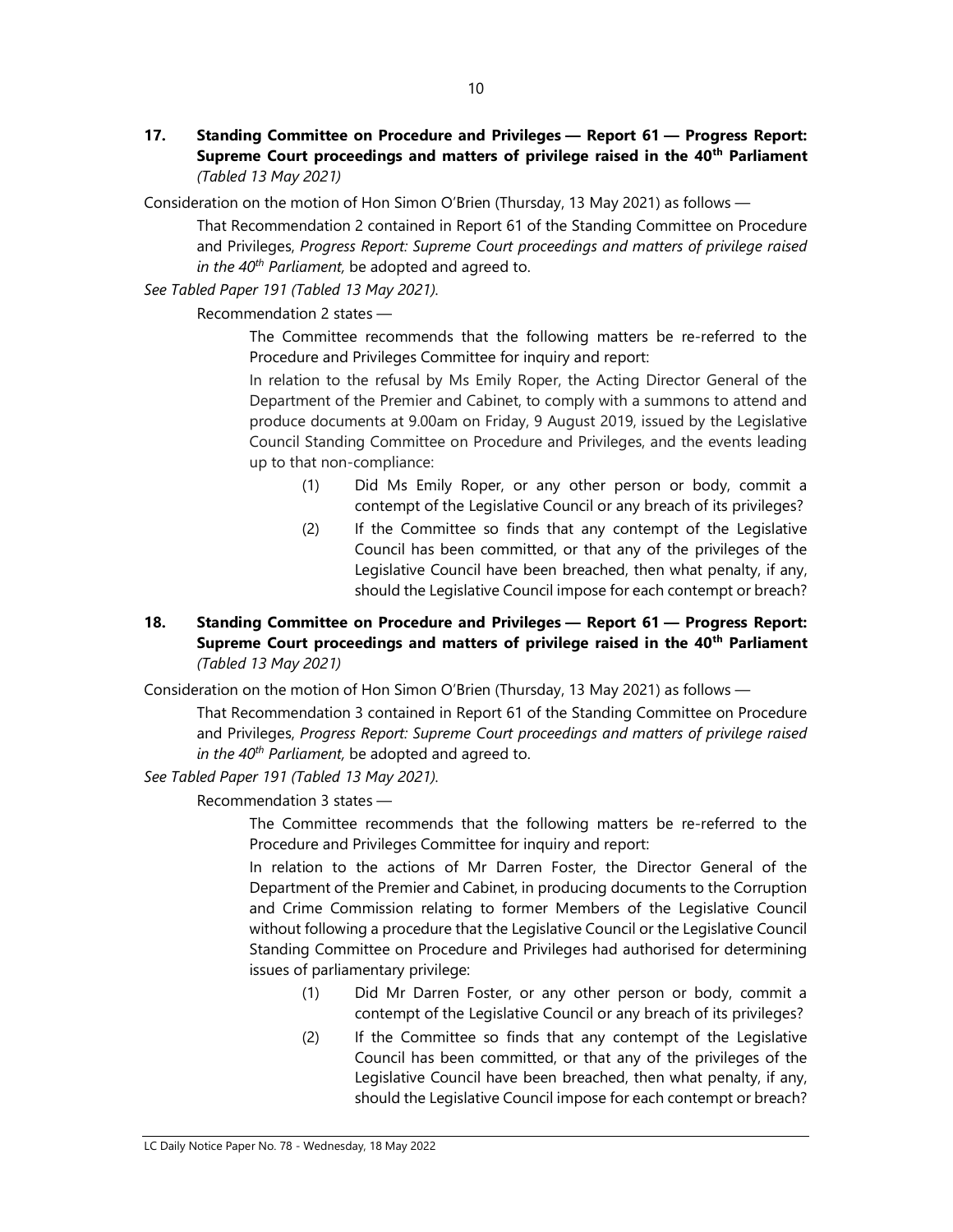**17. Standing Committee on Procedure and Privileges — Report 61 — Progress Report: Supreme Court proceedings and matters of privilege raised in the 40th Parliament** *(Tabled 13 May 2021)*

Consideration on the motion of Hon Simon O'Brien (Thursday, 13 May 2021) as follows —

> That Recommendation 2 contained in Report 61 of the Standing Committee on Procedure and Privileges, *Progress Report: Supreme Court proceedings and matters of privilege raised in the 40th Parliament*, be adopted and agreed to.

*See Tabled Paper 191 (Tabled 13 May 2021).*

Recommendation 2 states —

> The Committee recommends that the following matters be re-referred to the Procedure and Privileges Committee for inquiry and report:
>
> In relation to the refusal by Ms Emily Roper, the Acting Director General of the Department of the Premier and Cabinet, to comply with a summons to attend and produce documents at 9.00am on Friday, 9 August 2019, issued by the Legislative Council Standing Committee on Procedure and Privileges, and the events leading up to that non-compliance:
>
> (1) Did Ms Emily Roper, or any other person or body, commit a contempt of the Legislative Council or any breach of its privileges?
>
> (2) If the Committee so finds that any contempt of the Legislative Council has been committed, or that any of the privileges of the Legislative Council have been breached, then what penalty, if any, should the Legislative Council impose for each contempt or breach?

**18. Standing Committee on Procedure and Privileges — Report 61 — Progress Report: Supreme Court proceedings and matters of privilege raised in the 40th Parliament** *(Tabled 13 May 2021)*

Consideration on the motion of Hon Simon O'Brien (Thursday, 13 May 2021) as follows —

> That Recommendation 3 contained in Report 61 of the Standing Committee on Procedure and Privileges, *Progress Report: Supreme Court proceedings and matters of privilege raised in the 40th Parliament*, be adopted and agreed to.

*See Tabled Paper 191 (Tabled 13 May 2021).*

Recommendation 3 states —

> The Committee recommends that the following matters be re-referred to the Procedure and Privileges Committee for inquiry and report:
>
> In relation to the actions of Mr Darren Foster, the Director General of the Department of the Premier and Cabinet, in producing documents to the Corruption and Crime Commission relating to former Members of the Legislative Council without following a procedure that the Legislative Council or the Legislative Council Standing Committee on Procedure and Privileges had authorised for determining issues of parliamentary privilege:
>
> (1) Did Mr Darren Foster, or any other person or body, commit a contempt of the Legislative Council or any breach of its privileges?
>
> (2) If the Committee so finds that any contempt of the Legislative Council has been committed, or that any of the privileges of the Legislative Council have been breached, then what penalty, if any, should the Legislative Council impose for each contempt or breach?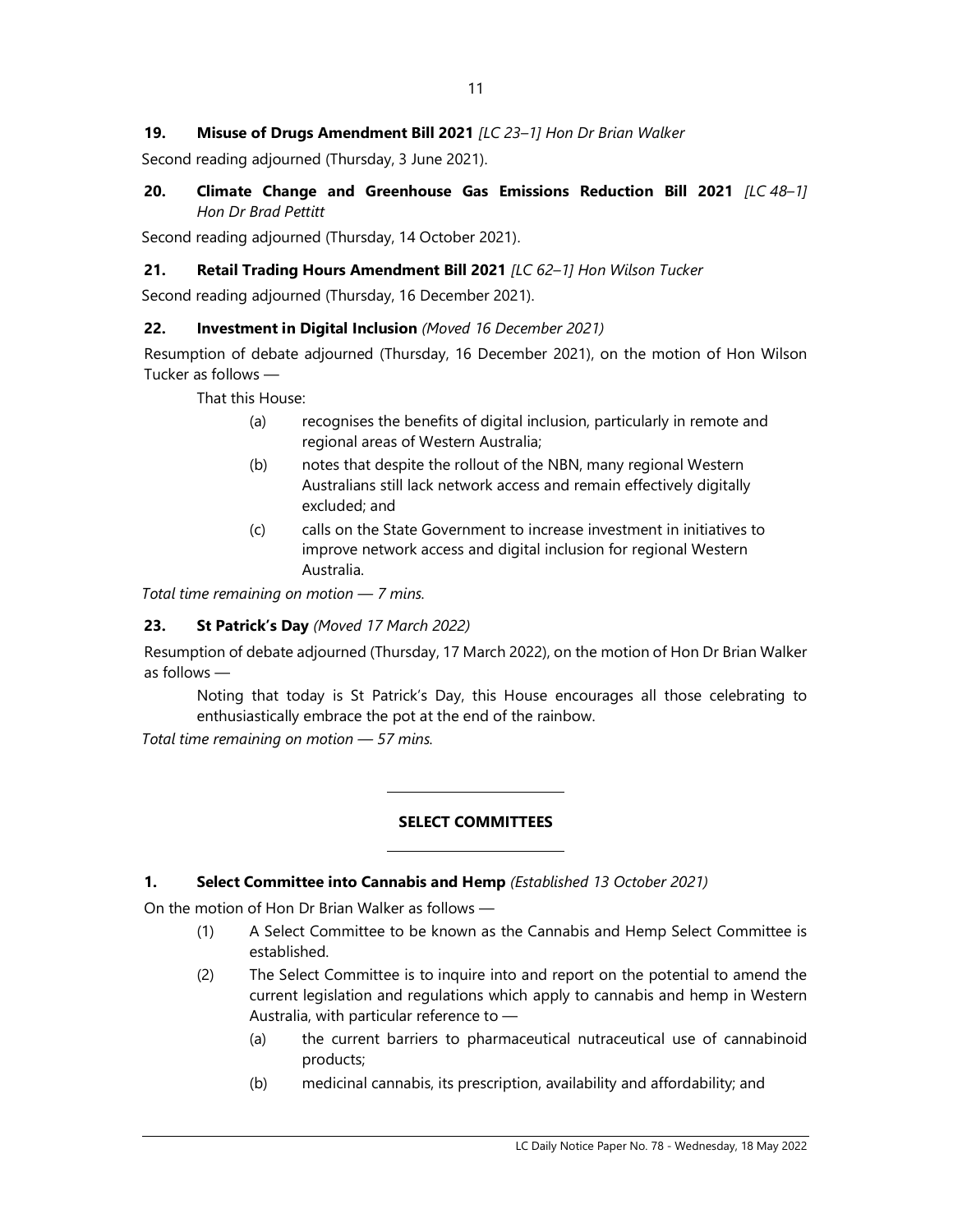**19. Misuse of Drugs Amendment Bill 2021** *[LC 23–1] Hon Dr Brian Walker*

Second reading adjourned (Thursday, 3 June 2021).

**20. Climate Change and Greenhouse Gas Emissions Reduction Bill 2021** *[LC 48–1] Hon Dr Brad Pettitt*

Second reading adjourned (Thursday, 14 October 2021).

**21. Retail Trading Hours Amendment Bill 2021** *[LC 62–1] Hon Wilson Tucker*

Second reading adjourned (Thursday, 16 December 2021).

**22. Investment in Digital Inclusion** *(Moved 16 December 2021)*

Resumption of debate adjourned (Thursday, 16 December 2021), on the motion of Hon Wilson Tucker as follows —

That this House:

- (a) recognises the benefits of digital inclusion, particularly in remote and regional areas of Western Australia;
- (b) notes that despite the rollout of the NBN, many regional Western Australians still lack network access and remain effectively digitally excluded; and
- (c) calls on the State Government to increase investment in initiatives to improve network access and digital inclusion for regional Western Australia.

*Total time remaining on motion — 7 mins.*

**23. St Patrick's Day** *(Moved 17 March 2022)*

Resumption of debate adjourned (Thursday, 17 March 2022), on the motion of Hon Dr Brian Walker as follows —

Noting that today is St Patrick's Day, this House encourages all those celebrating to enthusiastically embrace the pot at the end of the rainbow.

*Total time remaining on motion — 57 mins.*

---

## SELECT COMMITTEES

---

**1. Select Committee into Cannabis and Hemp** *(Established 13 October 2021)*

On the motion of Hon Dr Brian Walker as follows —

- (1) A Select Committee to be known as the Cannabis and Hemp Select Committee is established.
- (2) The Select Committee is to inquire into and report on the potential to amend the current legislation and regulations which apply to cannabis and hemp in Western Australia, with particular reference to —
  - (a) the current barriers to pharmaceutical nutraceutical use of cannabinoid products;
  - (b) medicinal cannabis, its prescription, availability and affordability; and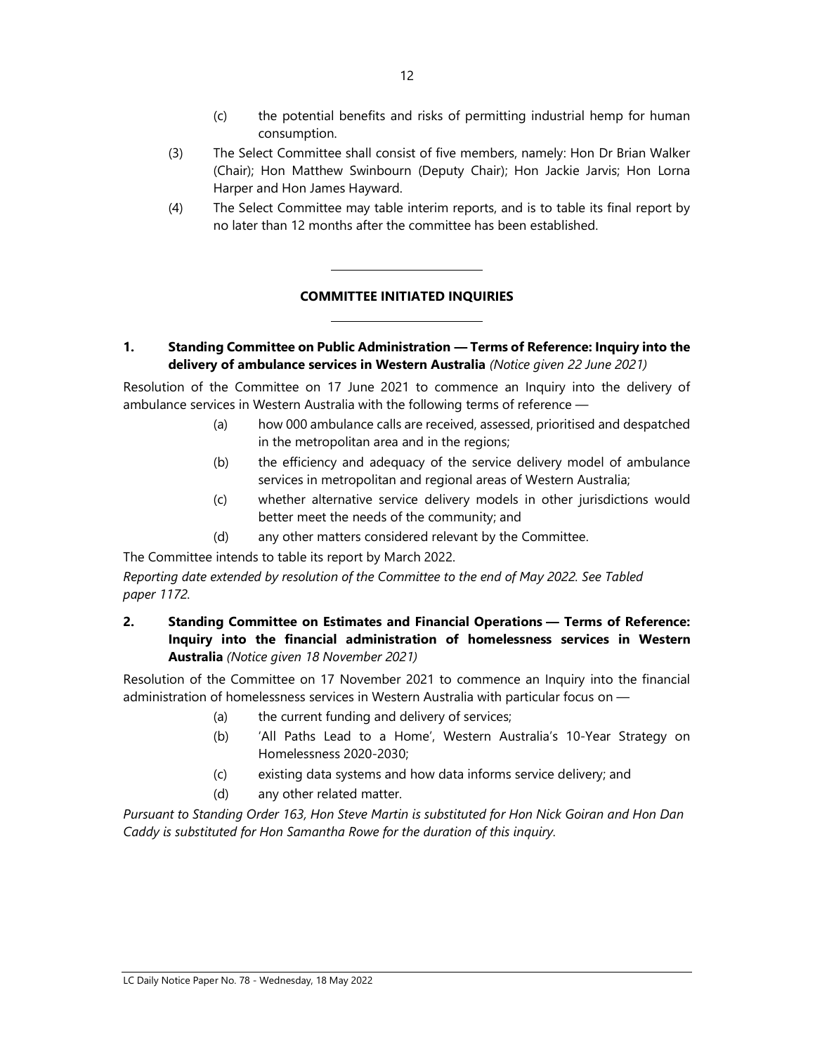(c) the potential benefits and risks of permitting industrial hemp for human consumption.

(3) The Select Committee shall consist of five members, namely: Hon Dr Brian Walker (Chair); Hon Matthew Swinbourn (Deputy Chair); Hon Jackie Jarvis; Hon Lorna Harper and Hon James Hayward.

(4) The Select Committee may table interim reports, and is to table its final report by no later than 12 months after the committee has been established.

---

## COMMITTEE INITIATED INQUIRIES

---

**1. Standing Committee on Public Administration — Terms of Reference: Inquiry into the delivery of ambulance services in Western Australia** *(Notice given 22 June 2021)*

Resolution of the Committee on 17 June 2021 to commence an Inquiry into the delivery of ambulance services in Western Australia with the following terms of reference —

(a) how 000 ambulance calls are received, assessed, prioritised and despatched in the metropolitan area and in the regions;

(b) the efficiency and adequacy of the service delivery model of ambulance services in metropolitan and regional areas of Western Australia;

(c) whether alternative service delivery models in other jurisdictions would better meet the needs of the community; and

(d) any other matters considered relevant by the Committee.

The Committee intends to table its report by March 2022.

*Reporting date extended by resolution of the Committee to the end of May 2022. See Tabled paper 1172.*

**2. Standing Committee on Estimates and Financial Operations — Terms of Reference: Inquiry into the financial administration of homelessness services in Western Australia** *(Notice given 18 November 2021)*

Resolution of the Committee on 17 November 2021 to commence an Inquiry into the financial administration of homelessness services in Western Australia with particular focus on —

(a) the current funding and delivery of services;

(b) 'All Paths Lead to a Home', Western Australia's 10-Year Strategy on Homelessness 2020-2030;

(c) existing data systems and how data informs service delivery; and

(d) any other related matter.

*Pursuant to Standing Order 163, Hon Steve Martin is substituted for Hon Nick Goiran and Hon Dan Caddy is substituted for Hon Samantha Rowe for the duration of this inquiry.*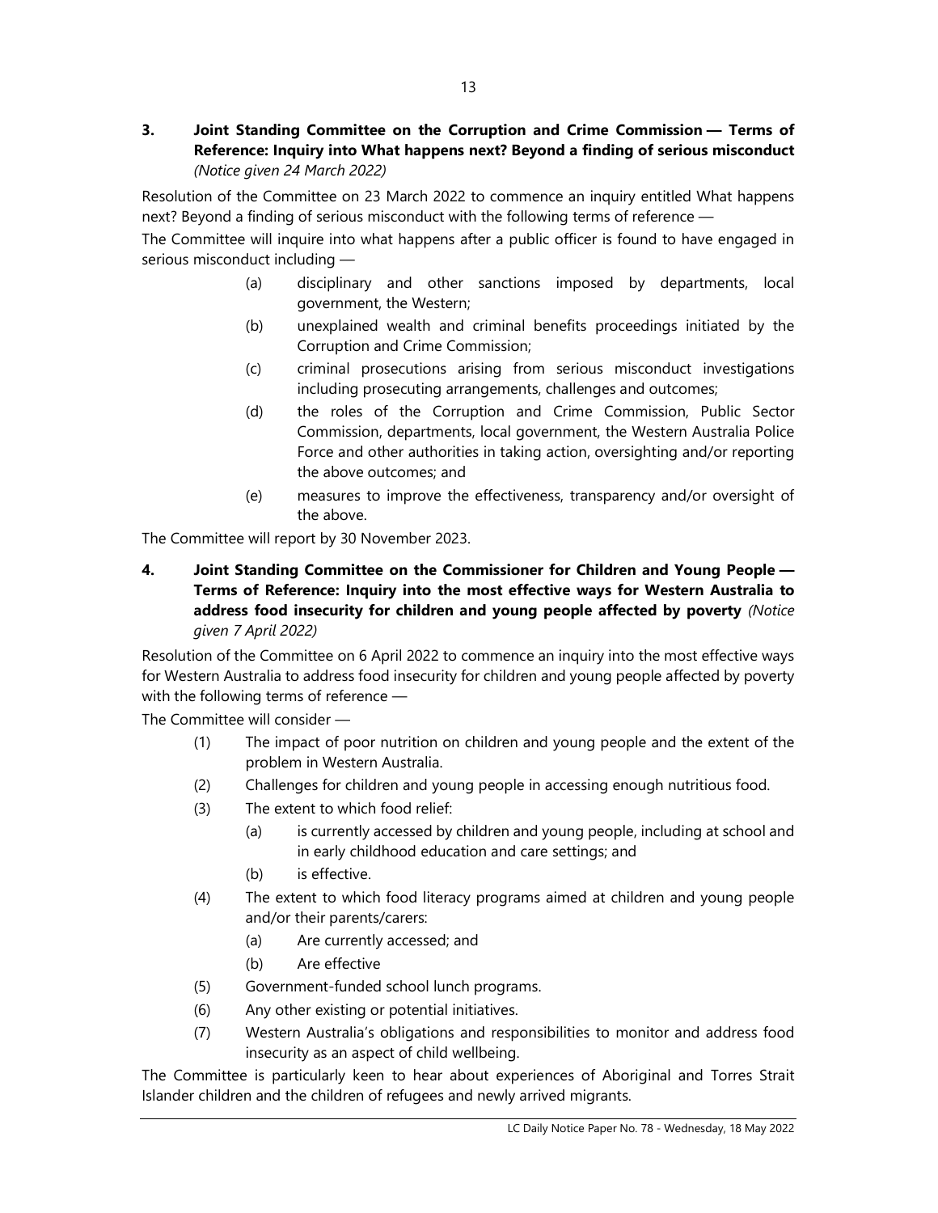**3. Joint Standing Committee on the Corruption and Crime Commission — Terms of Reference: Inquiry into What happens next? Beyond a finding of serious misconduct** *(Notice given 24 March 2022)*

Resolution of the Committee on 23 March 2022 to commence an inquiry entitled What happens next? Beyond a finding of serious misconduct with the following terms of reference —

The Committee will inquire into what happens after a public officer is found to have engaged in serious misconduct including —

(a) disciplinary and other sanctions imposed by departments, local government, the Western;

(b) unexplained wealth and criminal benefits proceedings initiated by the Corruption and Crime Commission;

(c) criminal prosecutions arising from serious misconduct investigations including prosecuting arrangements, challenges and outcomes;

(d) the roles of the Corruption and Crime Commission, Public Sector Commission, departments, local government, the Western Australia Police Force and other authorities in taking action, oversighting and/or reporting the above outcomes; and

(e) measures to improve the effectiveness, transparency and/or oversight of the above.

The Committee will report by 30 November 2023.

**4. Joint Standing Committee on the Commissioner for Children and Young People — Terms of Reference: Inquiry into the most effective ways for Western Australia to address food insecurity for children and young people affected by poverty** *(Notice given 7 April 2022)*

Resolution of the Committee on 6 April 2022 to commence an inquiry into the most effective ways for Western Australia to address food insecurity for children and young people affected by poverty with the following terms of reference —

The Committee will consider —

(1) The impact of poor nutrition on children and young people and the extent of the problem in Western Australia.

(2) Challenges for children and young people in accessing enough nutritious food.

(3) The extent to which food relief:

  (a) is currently accessed by children and young people, including at school and in early childhood education and care settings; and

  (b) is effective.

(4) The extent to which food literacy programs aimed at children and young people and/or their parents/carers:

  (a) Are currently accessed; and

  (b) Are effective

(5) Government-funded school lunch programs.

(6) Any other existing or potential initiatives.

(7) Western Australia's obligations and responsibilities to monitor and address food insecurity as an aspect of child wellbeing.

The Committee is particularly keen to hear about experiences of Aboriginal and Torres Strait Islander children and the children of refugees and newly arrived migrants.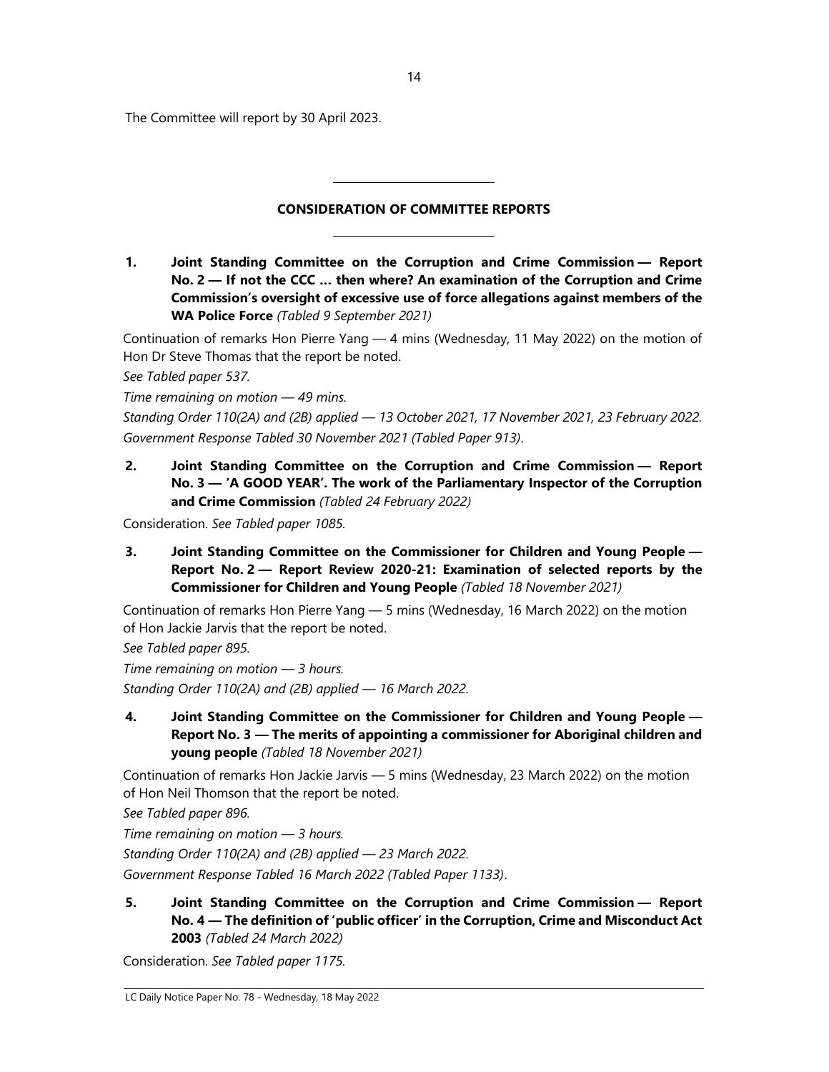The Committee will report by 30 April 2023.

---

## CONSIDERATION OF COMMITTEE REPORTS

---

**1. Joint Standing Committee on the Corruption and Crime Commission — Report No. 2 — If not the CCC … then where? An examination of the Corruption and Crime Commission's oversight of excessive use of force allegations against members of the WA Police Force** *(Tabled 9 September 2021)*

Continuation of remarks Hon Pierre Yang — 4 mins (Wednesday, 11 May 2022) on the motion of Hon Dr Steve Thomas that the report be noted.

*See Tabled paper 537.*

*Time remaining on motion — 49 mins.*

*Standing Order 110(2A) and (2B) applied — 13 October 2021, 17 November 2021, 23 February 2022.*

*Government Response Tabled 30 November 2021 (Tabled Paper 913)*.

**2. Joint Standing Committee on the Corruption and Crime Commission — Report No. 3 — 'A GOOD YEAR'. The work of the Parliamentary Inspector of the Corruption and Crime Commission** *(Tabled 24 February 2022)*

Consideration. *See Tabled paper 1085.*

**3. Joint Standing Committee on the Commissioner for Children and Young People — Report No. 2 — Report Review 2020-21: Examination of selected reports by the Commissioner for Children and Young People** *(Tabled 18 November 2021)*

Continuation of remarks Hon Pierre Yang — 5 mins (Wednesday, 16 March 2022) on the motion of Hon Jackie Jarvis that the report be noted.

*See Tabled paper 895.*

*Time remaining on motion — 3 hours.*

*Standing Order 110(2A) and (2B) applied — 16 March 2022.*

**4. Joint Standing Committee on the Commissioner for Children and Young People — Report No. 3 — The merits of appointing a commissioner for Aboriginal children and young people** *(Tabled 18 November 2021)*

Continuation of remarks Hon Jackie Jarvis — 5 mins (Wednesday, 23 March 2022) on the motion of Hon Neil Thomson that the report be noted.

*See Tabled paper 896.*

*Time remaining on motion — 3 hours.*

*Standing Order 110(2A) and (2B) applied — 23 March 2022.*

*Government Response Tabled 16 March 2022 (Tabled Paper 1133)*.

**5. Joint Standing Committee on the Corruption and Crime Commission — Report No. 4 — The definition of 'public officer' in the Corruption, Crime and Misconduct Act 2003** *(Tabled 24 March 2022)*

Consideration. *See Tabled paper 1175.*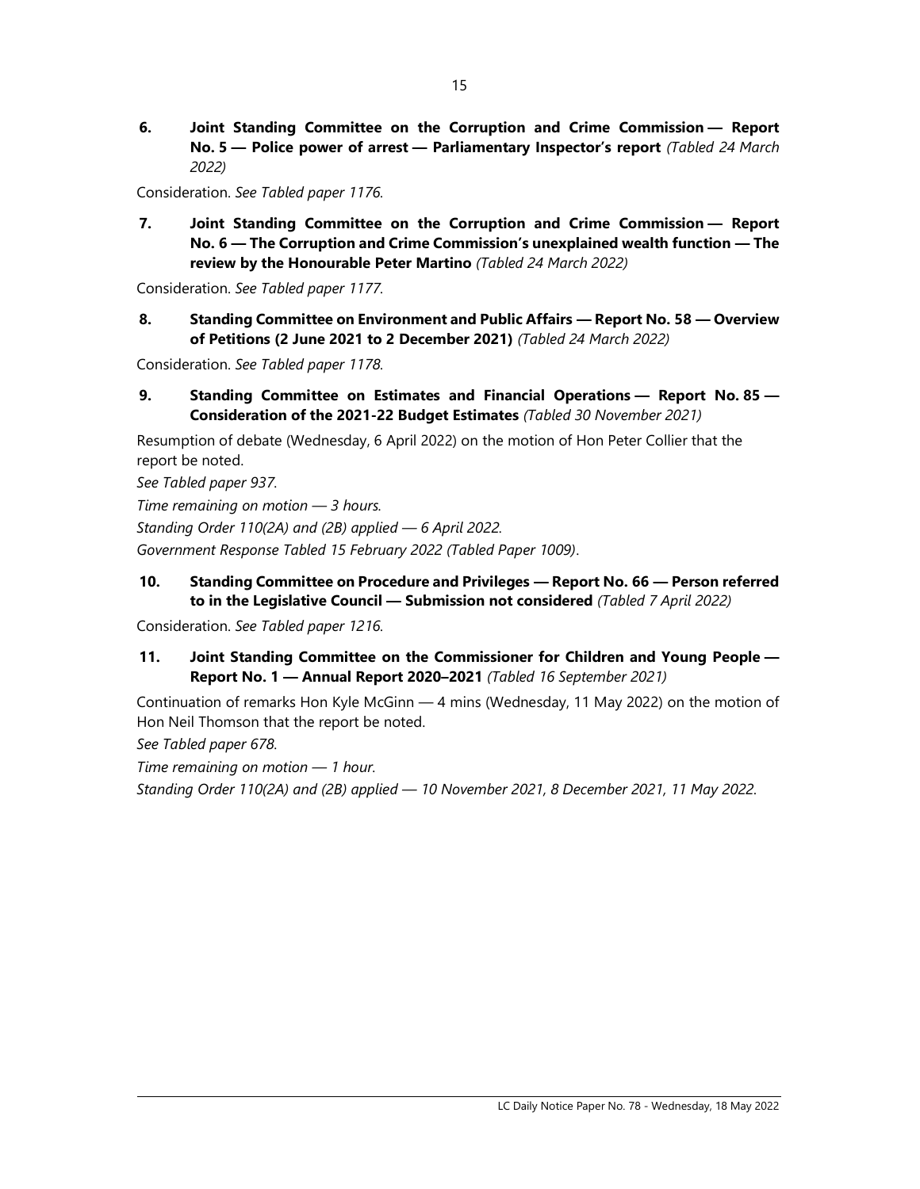**6. Joint Standing Committee on the Corruption and Crime Commission — Report No. 5 — Police power of arrest — Parliamentary Inspector's report** *(Tabled 24 March 2022)*

Consideration. *See Tabled paper 1176.*

**7. Joint Standing Committee on the Corruption and Crime Commission — Report No. 6 — The Corruption and Crime Commission's unexplained wealth function — The review by the Honourable Peter Martino** *(Tabled 24 March 2022)*

Consideration. *See Tabled paper 1177.*

**8. Standing Committee on Environment and Public Affairs — Report No. 58 — Overview of Petitions (2 June 2021 to 2 December 2021)** *(Tabled 24 March 2022)*

Consideration. *See Tabled paper 1178.*

**9. Standing Committee on Estimates and Financial Operations — Report No. 85 — Consideration of the 2021-22 Budget Estimates** *(Tabled 30 November 2021)*

Resumption of debate (Wednesday, 6 April 2022) on the motion of Hon Peter Collier that the report be noted.

*See Tabled paper 937.*

*Time remaining on motion — 3 hours.*

*Standing Order 110(2A) and (2B) applied — 6 April 2022.*

*Government Response Tabled 15 February 2022 (Tabled Paper 1009)*.

**10. Standing Committee on Procedure and Privileges — Report No. 66 — Person referred to in the Legislative Council — Submission not considered** *(Tabled 7 April 2022)*

Consideration. *See Tabled paper 1216.*

**11. Joint Standing Committee on the Commissioner for Children and Young People — Report No. 1 — Annual Report 2020–2021** *(Tabled 16 September 2021)*

Continuation of remarks Hon Kyle McGinn — 4 mins (Wednesday, 11 May 2022) on the motion of Hon Neil Thomson that the report be noted.

*See Tabled paper 678.*

*Time remaining on motion — 1 hour.*

*Standing Order 110(2A) and (2B) applied — 10 November 2021, 8 December 2021, 11 May 2022.*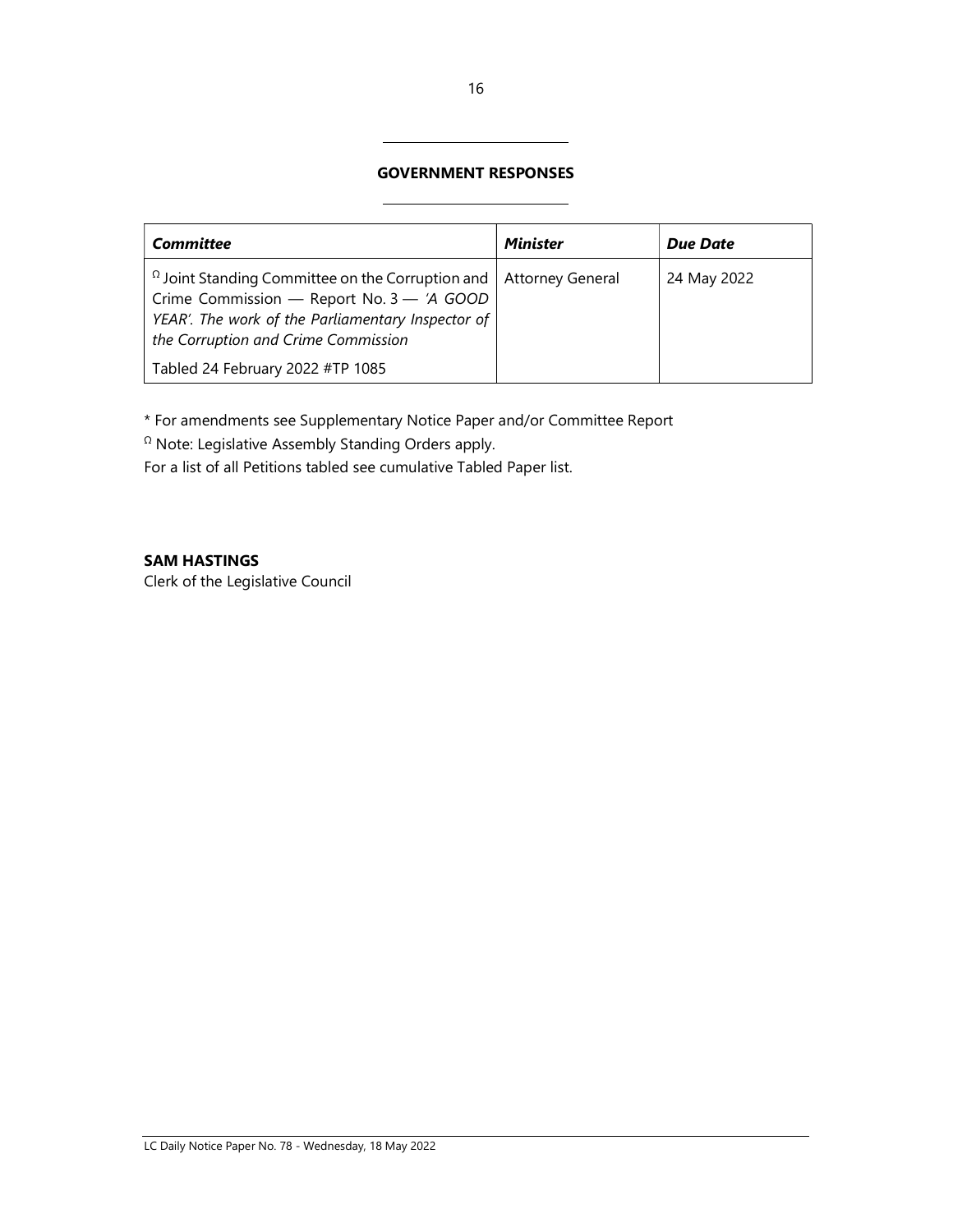## GOVERNMENT RESPONSES

| ***Committee*** | ***Minister*** | ***Due Date*** |
|---|---|---|
| Ω Joint Standing Committee on the Corruption and Crime Commission — Report No. 3 — *'A GOOD YEAR'. The work of the Parliamentary Inspector of the Corruption and Crime Commission*<br><br>Tabled 24 February 2022 #TP 1085 | Attorney General | 24 May 2022 |

* For amendments see Supplementary Notice Paper and/or Committee Report

Ω Note: Legislative Assembly Standing Orders apply.

For a list of all Petitions tabled see cumulative Tabled Paper list.

**SAM HASTINGS**
Clerk of the Legislative Council